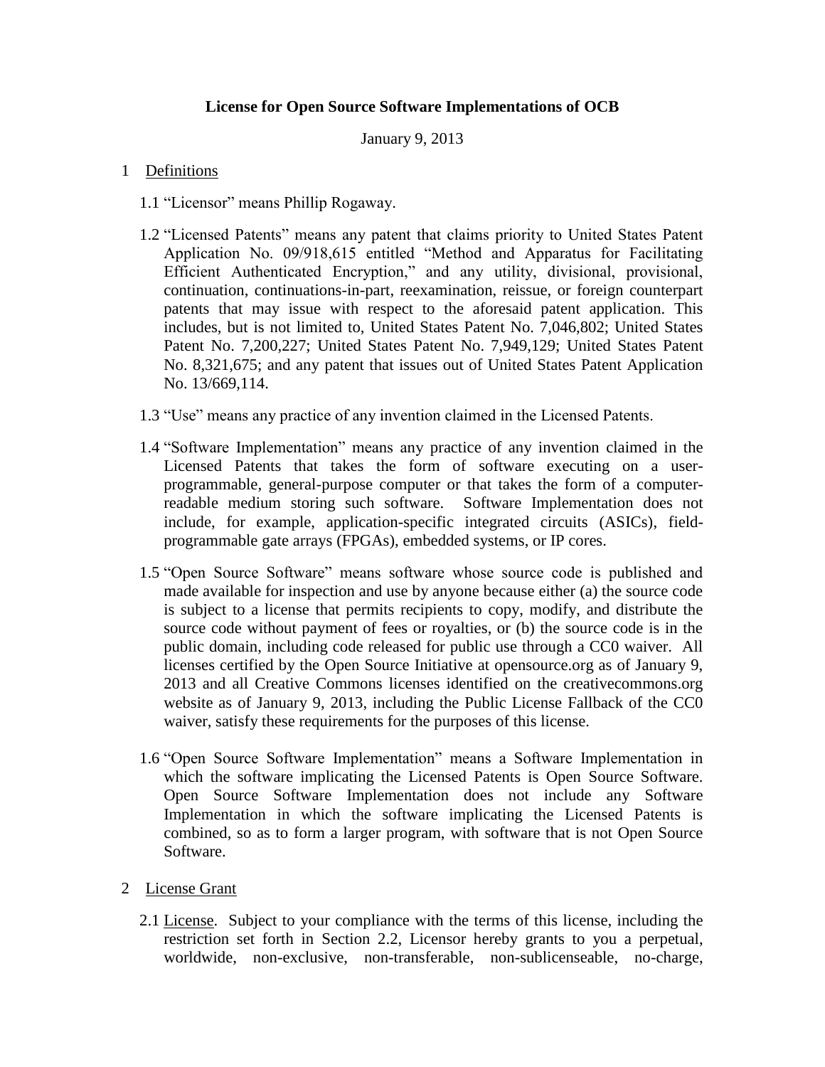**License for Open Source Software Implementations of OCB**

January 9, 2013

1 Definitions

1.1 "Licensor" means Phillip Rogaway.

1.2 "Licensed Patents" means any patent that claims priority to United States Patent Application No. 09/918,615 entitled "Method and Apparatus for Facilitating Efficient Authenticated Encryption," and any utility, divisional, provisional, continuation, continuations-in-part, reexamination, reissue, or foreign counterpart patents that may issue with respect to the aforesaid patent application. This includes, but is not limited to, United States Patent No. 7,046,802; United States Patent No. 7,200,227; United States Patent No. 7,949,129; United States Patent No. 8,321,675; and any patent that issues out of United States Patent Application No. 13/669,114.

1.3 "Use" means any practice of any invention claimed in the Licensed Patents.

1.4 "Software Implementation" means any practice of any invention claimed in the Licensed Patents that takes the form of software executing on a user-programmable, general-purpose computer or that takes the form of a computer-readable medium storing such software. Software Implementation does not include, for example, application-specific integrated circuits (ASICs), field-programmable gate arrays (FPGAs), embedded systems, or IP cores.

1.5 "Open Source Software" means software whose source code is published and made available for inspection and use by anyone because either (a) the source code is subject to a license that permits recipients to copy, modify, and distribute the source code without payment of fees or royalties, or (b) the source code is in the public domain, including code released for public use through a CC0 waiver. All licenses certified by the Open Source Initiative at opensource.org as of January 9, 2013 and all Creative Commons licenses identified on the creativecommons.org website as of January 9, 2013, including the Public License Fallback of the CC0 waiver, satisfy these requirements for the purposes of this license.

1.6 "Open Source Software Implementation" means a Software Implementation in which the software implicating the Licensed Patents is Open Source Software. Open Source Software Implementation does not include any Software Implementation in which the software implicating the Licensed Patents is combined, so as to form a larger program, with software that is not Open Source Software.

2 License Grant

2.1 License. Subject to your compliance with the terms of this license, including the restriction set forth in Section 2.2, Licensor hereby grants to you a perpetual, worldwide, non-exclusive, non-transferable, non-sublicenseable, no-charge,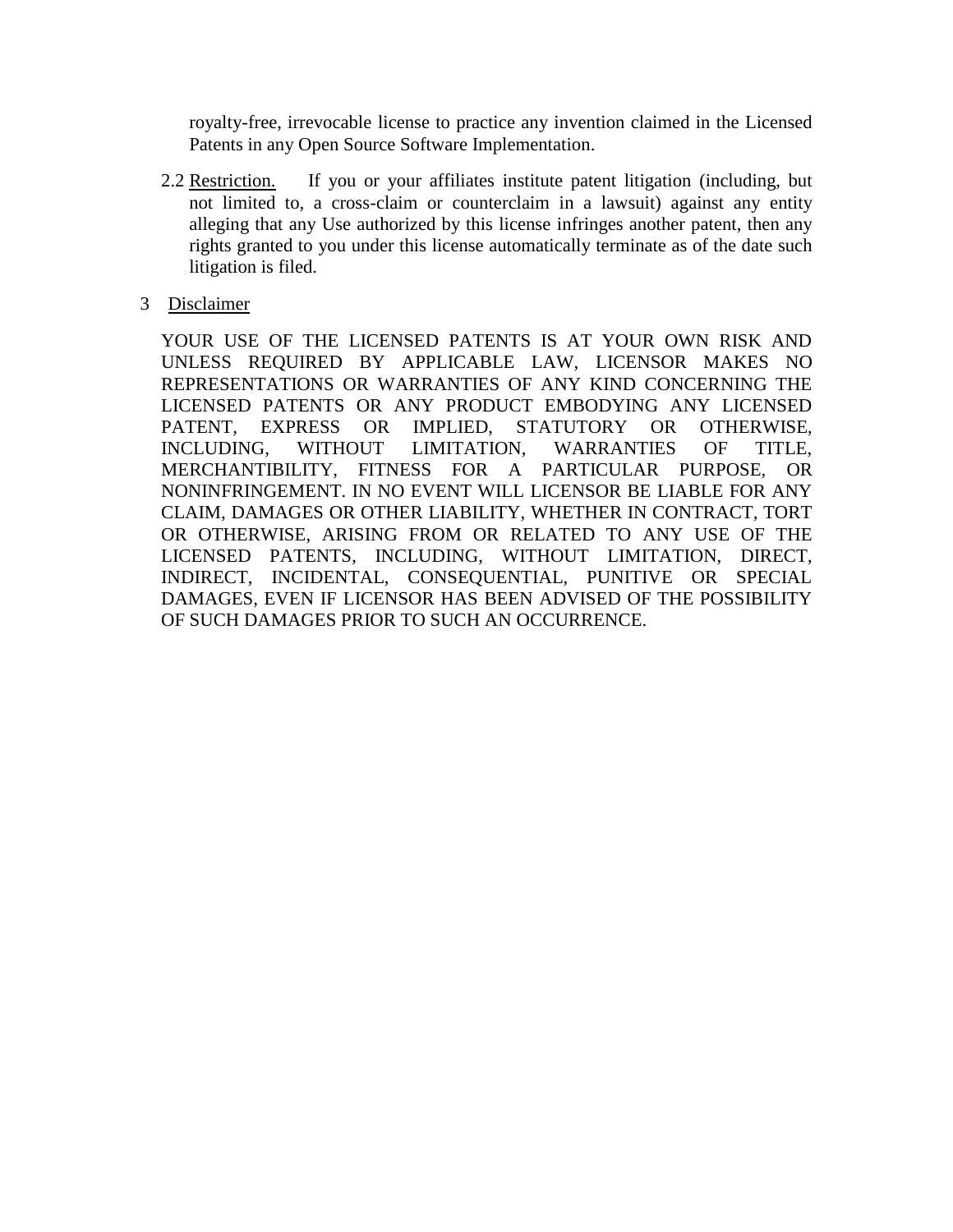royalty-free, irrevocable license to practice any invention claimed in the Licensed Patents in any Open Source Software Implementation.

2.2 Restriction. If you or your affiliates institute patent litigation (including, but not limited to, a cross-claim or counterclaim in a lawsuit) against any entity alleging that any Use authorized by this license infringes another patent, then any rights granted to you under this license automatically terminate as of the date such litigation is filed.

3 Disclaimer

YOUR USE OF THE LICENSED PATENTS IS AT YOUR OWN RISK AND UNLESS REQUIRED BY APPLICABLE LAW, LICENSOR MAKES NO REPRESENTATIONS OR WARRANTIES OF ANY KIND CONCERNING THE LICENSED PATENTS OR ANY PRODUCT EMBODYING ANY LICENSED PATENT, EXPRESS OR IMPLIED, STATUTORY OR OTHERWISE, INCLUDING, WITHOUT LIMITATION, WARRANTIES OF TITLE, MERCHANTIBILITY, FITNESS FOR A PARTICULAR PURPOSE, OR NONINFRINGEMENT. IN NO EVENT WILL LICENSOR BE LIABLE FOR ANY CLAIM, DAMAGES OR OTHER LIABILITY, WHETHER IN CONTRACT, TORT OR OTHERWISE, ARISING FROM OR RELATED TO ANY USE OF THE LICENSED PATENTS, INCLUDING, WITHOUT LIMITATION, DIRECT, INDIRECT, INCIDENTAL, CONSEQUENTIAL, PUNITIVE OR SPECIAL DAMAGES, EVEN IF LICENSOR HAS BEEN ADVISED OF THE POSSIBILITY OF SUCH DAMAGES PRIOR TO SUCH AN OCCURRENCE.